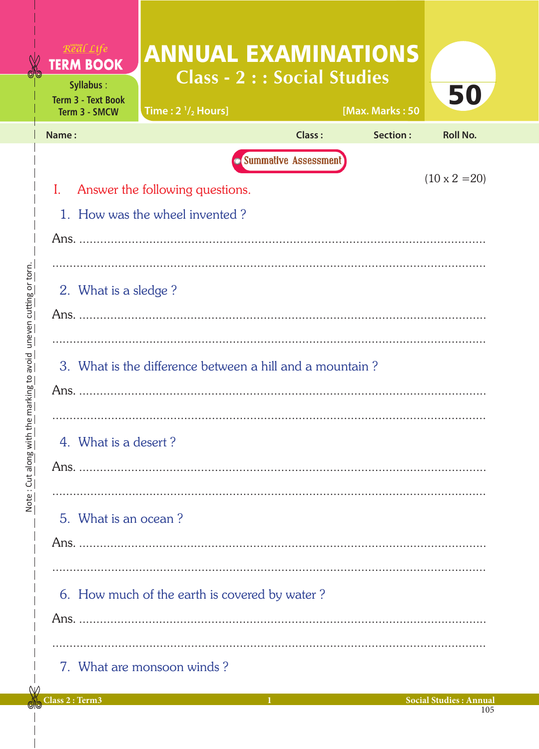Real Life **TERM BOOK**

Syllabus :
Term 3 - Text Book
Term 3 - SMCW

# ANNUAL EXAMINATIONS

## Class - 2 : : Social Studies

Time : 2 $^{1}/_{2}$ Hours] [Max. Marks : 50

50

Name : Class : Section : Roll No.

Summative Assessment

(10 x 2 =20)

I. Answer the following questions.

1. How was the wheel invented ?

Ans. ..........................................................................................................

..........................................................................................................

2. What is a sledge ?

Ans. ..........................................................................................................

..........................................................................................................

3. What is the difference between a hill and a mountain ?

Ans. ..........................................................................................................

..........................................................................................................

4. What is a desert ?

Ans. ..........................................................................................................

..........................................................................................................

5. What is an ocean ?

Ans. ..........................................................................................................

..........................................................................................................

6. How much of the earth is covered by water ?

Ans. ..........................................................................................................

..........................................................................................................

7. What are monsoon winds ?

Note : Cut along with the marking to avoid uneven cutting or torn.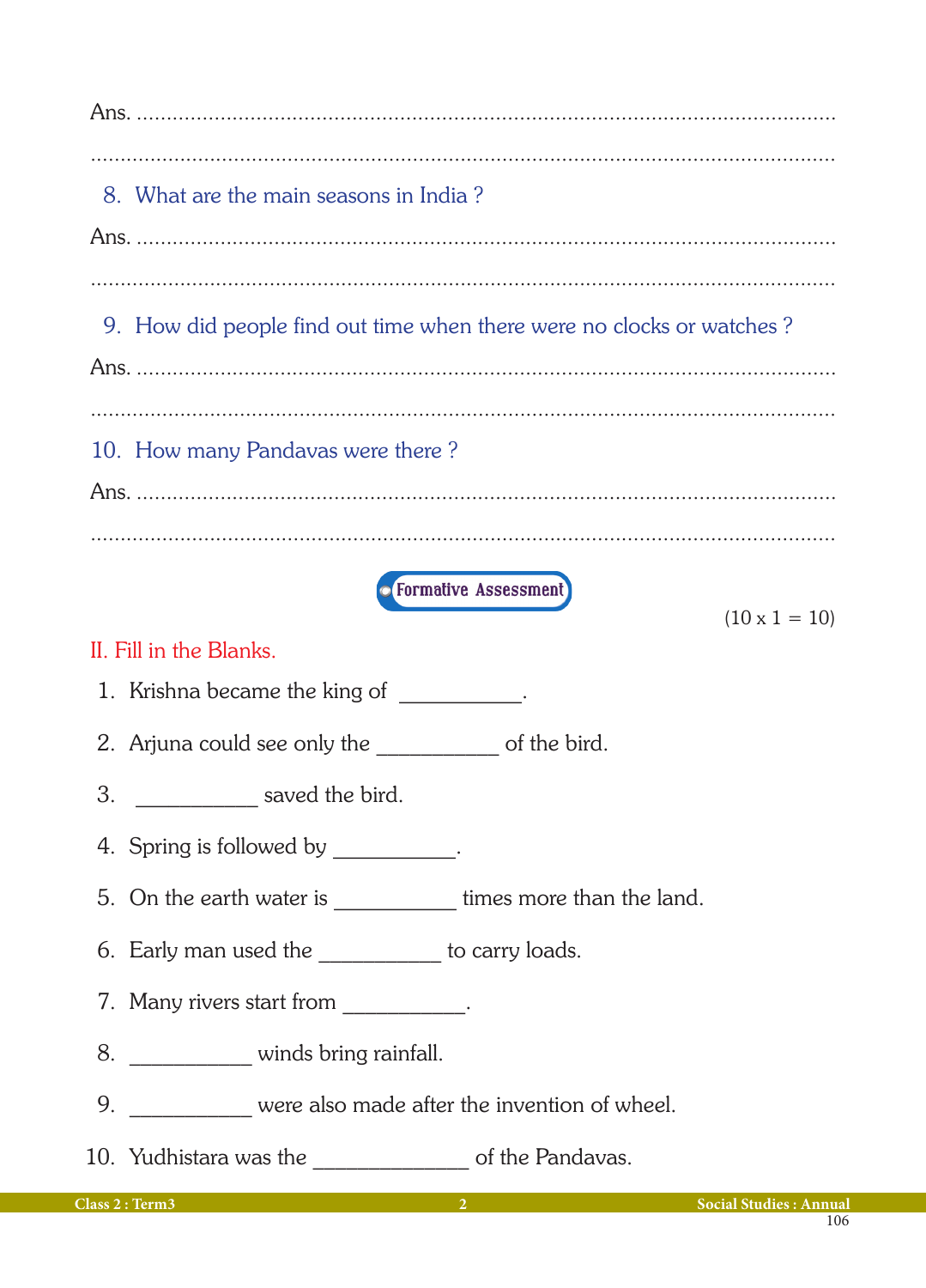Ans. ..........................................................................................................

..........................................................................................................

8. What are the main seasons in India ?

Ans. ..........................................................................................................

..........................................................................................................

9. How did people find out time when there were no clocks or watches ?

Ans. ..........................................................................................................

..........................................................................................................

10. How many Pandavas were there ?

Ans. ..........................................................................................................

..........................................................................................................

**Formative Assessment**

(10 x 1 = 10)

## II. Fill in the Blanks.

1. Krishna became the king of ___________.
2. Arjuna could see only the ___________ of the bird.
3. ___________ saved the bird.
4. Spring is followed by ___________.
5. On the earth water is ___________ times more than the land.
6. Early man used the ___________ to carry loads.
7. Many rivers start from ___________.
8. ___________ winds bring rainfall.
9. ___________ were also made after the invention of wheel.
10. Yudhistara was the _____________ of the Pandavas.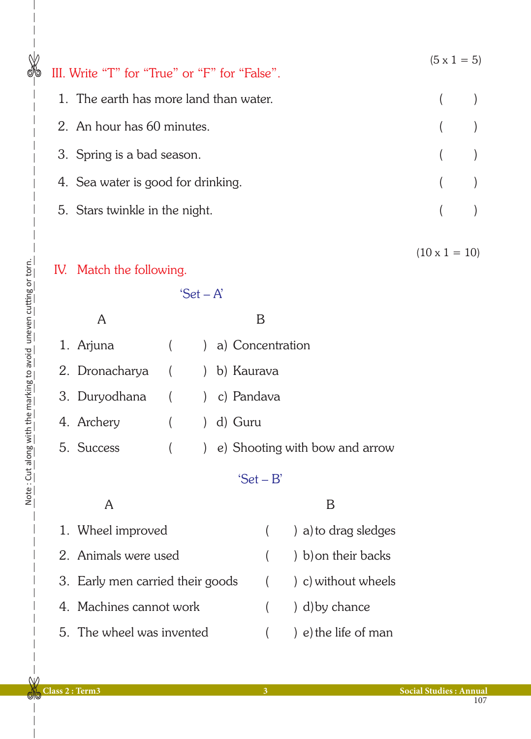## III. Write "T" for "True" or "F" for "False".

(5 x 1 = 5)

1. The earth has more land than water. (    )
2. An hour has 60 minutes. (    )
3. Spring is a bad season. (    )
4. Sea water is good for drinking. (    )
5. Stars twinkle in the night. (    )

## IV. Match the following.

(10 x 1 = 10)

### 'Set – A'

| A | | B |
|---|---|---|
| 1. Arjuna | (    ) | a) Concentration |
| 2. Dronacharya | (    ) | b) Kaurava |
| 3. Duryodhana | (    ) | c) Pandava |
| 4. Archery | (    ) | d) Guru |
| 5. Success | (    ) | e) Shooting with bow and arrow |

### 'Set – B'

| A | | B |
|---|---|---|
| 1. Wheel improved | (    ) | a) to drag sledges |
| 2. Animals were used | (    ) | b) on their backs |
| 3. Early men carried their goods | (    ) | c) without wheels |
| 4. Machines cannot work | (    ) | d) by chance |
| 5. The wheel was invented | (    ) | e) the life of man |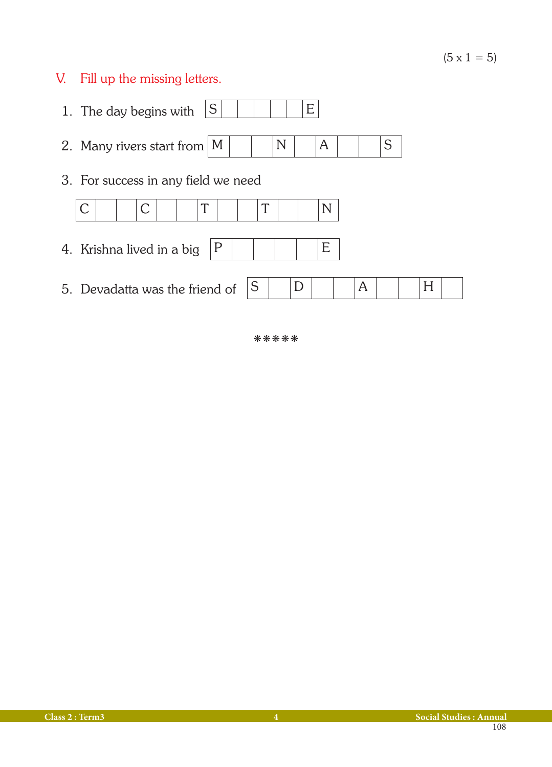(5 x 1 = 5)

## V. Fill up the missing letters.

1. The day begins with

| | | | | | | |
|---|---|---|---|---|---|---|
| S | | | | | | E |

2. Many rivers start from

| | | | | | | | | |
|---|---|---|---|---|---|---|---|---|
| M | | | N | | A | | | S |

3. For success in any field we need

| | | | | | | | | | | | | |
|---|---|---|---|---|---|---|---|---|---|---|---|---|
| C | | | C | | | T | | | T | | | N |

4. Krishna lived in a big

| | | | | | |
|---|---|---|---|---|---|
| P | | | | | E |

5. Devadatta was the friend of

| | | | | | | | | | |
|---|---|---|---|---|---|---|---|---|---|
| S | | D | | | A | | | H | |

*****